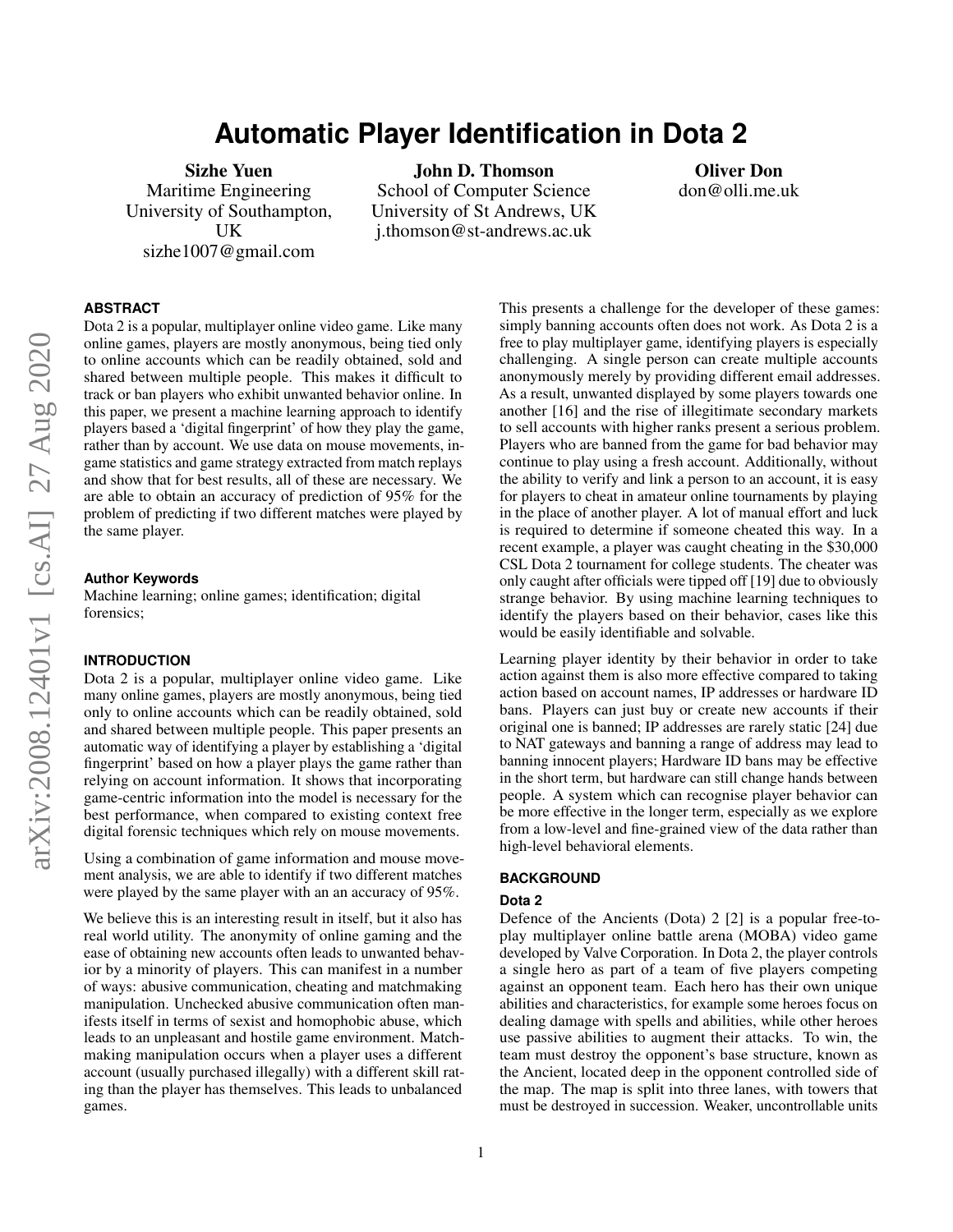# Automatic Player Identification in Dota 2

**Sizhe Yuen**
Maritime Engineering
University of Southampton, UK
sizhe1007@gmail.com

**John D. Thomson**
School of Computer Science
University of St Andrews, UK
j.thomson@st-andrews.ac.uk

**Oliver Don**
don@olli.me.uk

## ABSTRACT

Dota 2 is a popular, multiplayer online video game. Like many online games, players are mostly anonymous, being tied only to online accounts which can be readily obtained, sold and shared between multiple people. This makes it difficult to track or ban players who exhibit unwanted behavior online. In this paper, we present a machine learning approach to identify players based a 'digital fingerprint' of how they play the game, rather than by account. We use data on mouse movements, in-game statistics and game strategy extracted from match replays and show that for best results, all of these are necessary. We are able to obtain an accuracy of prediction of 95% for the problem of predicting if two different matches were played by the same player.

### Author Keywords

Machine learning; online games; identification; digital forensics;

## INTRODUCTION

Dota 2 is a popular, multiplayer online video game. Like many online games, players are mostly anonymous, being tied only to online accounts which can be readily obtained, sold and shared between multiple people. This paper presents an automatic way of identifying a player by establishing a 'digital fingerprint' based on how a player plays the game rather than relying on account information. It shows that incorporating game-centric information into the model is necessary for the best performance, when compared to existing context free digital forensic techniques which rely on mouse movements.

Using a combination of game information and mouse movement analysis, we are able to identify if two different matches were played by the same player with an accuracy of 95%.

We believe this is an interesting result in itself, but it also has real world utility. The anonymity of online gaming and the ease of obtaining new accounts often leads to unwanted behavior by a minority of players. This can manifest in a number of ways: abusive communication, cheating and matchmaking manipulation. Unchecked abusive communication often manifests itself in terms of sexist and homophobic abuse, which leads to an unpleasant and hostile game environment. Matchmaking manipulation occurs when a player uses a different account (usually purchased illegally) with a different skill rating than the player has themselves. This leads to unbalanced games.

This presents a challenge for the developer of these games: simply banning accounts often does not work. As Dota 2 is a free to play multiplayer game, identifying players is especially challenging. A single person can create multiple accounts anonymously merely by providing different email addresses. As a result, unwanted displayed by some players towards one another [16] and the rise of illegitimate secondary markets to sell accounts with higher ranks present a serious problem. Players who are banned from the game for bad behavior may continue to play using a fresh account. Additionally, without the ability to verify and link a person to an account, it is easy for players to cheat in amateur online tournaments by playing in the place of another player. A lot of manual effort and luck is required to determine if someone cheated this way. In a recent example, a player was caught cheating in the $30,000 CSL Dota 2 tournament for college students. The cheater was only caught after officials were tipped off [19] due to obviously strange behavior. By using machine learning techniques to identify the players based on their behavior, cases like this would be easily identifiable and solvable.

Learning player identity by their behavior in order to take action against them is also more effective compared to taking action based on account names, IP addresses or hardware ID bans. Players can just buy or create new accounts if their original one is banned; IP addresses are rarely static [24] due to NAT gateways and banning a range of address may lead to banning innocent players; Hardware ID bans may be effective in the short term, but hardware can still change hands between people. A system which can recognise player behavior can be more effective in the longer term, especially as we explore from a low-level and fine-grained view of the data rather than high-level behavioral elements.

## BACKGROUND

### Dota 2

Defence of the Ancients (Dota) 2 [2] is a popular free-to-play multiplayer online battle arena (MOBA) video game developed by Valve Corporation. In Dota 2, the player controls a single hero as part of a team of five players competing against an opponent team. Each hero has their own unique abilities and characteristics, for example some heroes focus on dealing damage with spells and abilities, while other heroes use passive abilities to augment their attacks. To win, the team must destroy the opponent's base structure, known as the Ancient, located deep in the opponent controlled side of the map. The map is split into three lanes, with towers that must be destroyed in succession. Weaker, uncontrollable units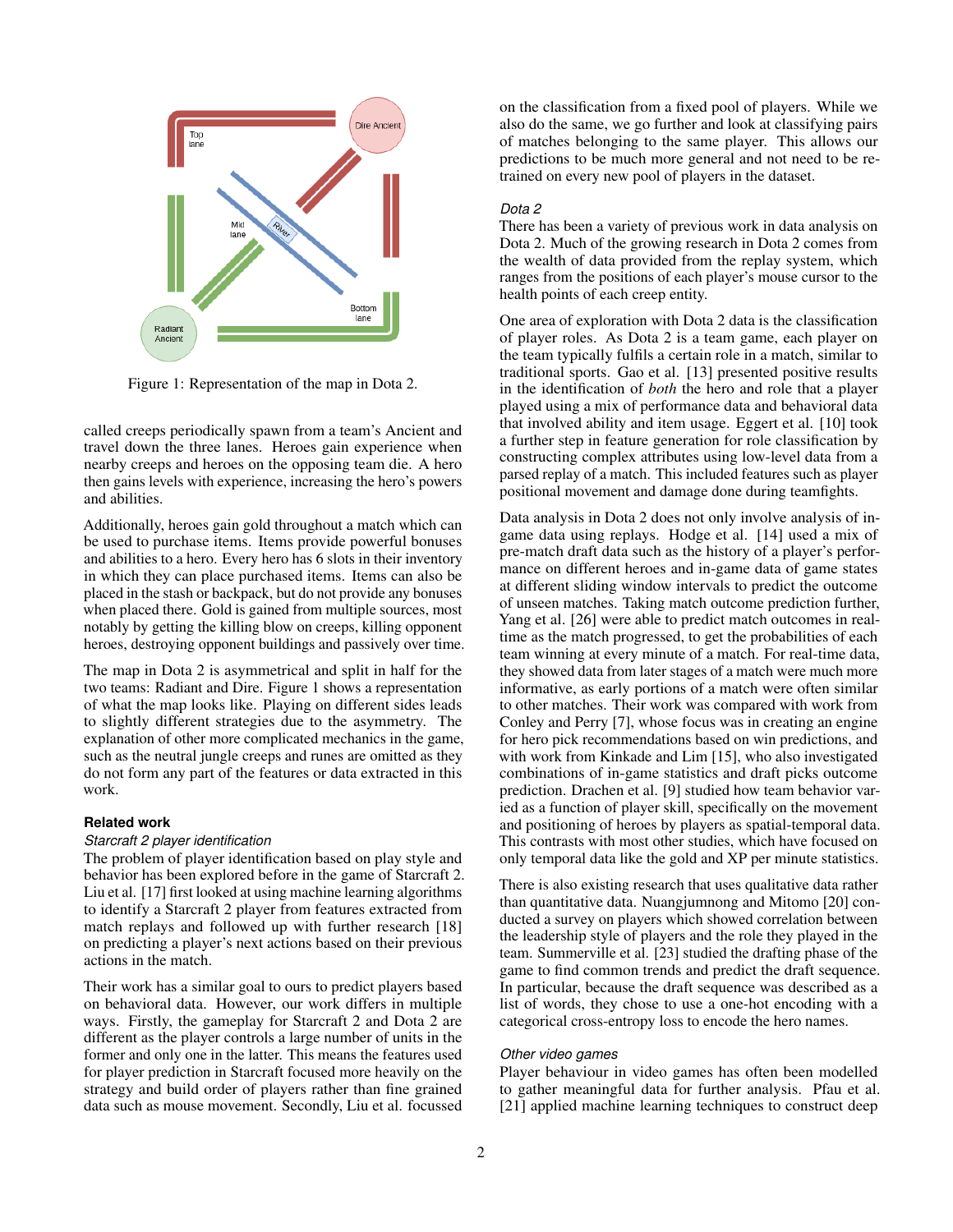Figure 1: Representation of the map in Dota 2.

called creeps periodically spawn from a team's Ancient and travel down the three lanes. Heroes gain experience when nearby creeps and heroes on the opposing team die. A hero then gains levels with experience, increasing the hero's powers and abilities.

Additionally, heroes gain gold throughout a match which can be used to purchase items. Items provide powerful bonuses and abilities to a hero. Every hero has 6 slots in their inventory in which they can place purchased items. Items can also be placed in the stash or backpack, but do not provide any bonuses when placed there. Gold is gained from multiple sources, most notably by getting the killing blow on creeps, killing opponent heroes, destroying opponent buildings and passively over time.

The map in Dota 2 is asymmetrical and split in half for the two teams: Radiant and Dire. Figure 1 shows a representation of what the map looks like. Playing on different sides leads to slightly different strategies due to the asymmetry. The explanation of other more complicated mechanics in the game, such as the neutral jungle creeps and runes are omitted as they do not form any part of the features or data extracted in this work.

## Related work

### *Starcraft 2 player identification*

The problem of player identification based on play style and behavior has been explored before in the game of Starcraft 2. Liu et al. [17] first looked at using machine learning algorithms to identify a Starcraft 2 player from features extracted from match replays and followed up with further research [18] on predicting a player's next actions based on their previous actions in the match.

Their work has a similar goal to ours to predict players based on behavioral data. However, our work differs in multiple ways. Firstly, the gameplay for Starcraft 2 and Dota 2 are different as the player controls a large number of units in the former and only one in the latter. This means the features used for player prediction in Starcraft focused more heavily on the strategy and build order of players rather than fine grained data such as mouse movement. Secondly, Liu et al. focussed on the classification from a fixed pool of players. While we also do the same, we go further and look at classifying pairs of matches belonging to the same player. This allows our predictions to be much more general and not need to be re-trained on every new pool of players in the dataset.

### *Dota 2*

There has been a variety of previous work in data analysis on Dota 2. Much of the growing research in Dota 2 comes from the wealth of data provided from the replay system, which ranges from the positions of each player's mouse cursor to the health points of each creep entity.

One area of exploration with Dota 2 data is the classification of player roles. As Dota 2 is a team game, each player on the team typically fulfils a certain role in a match, similar to traditional sports. Gao et al. [13] presented positive results in the identification of *both* the hero and role that a player played using a mix of performance data and behavioral data that involved ability and item usage. Eggert et al. [10] took a further step in feature generation for role classification by constructing complex attributes using low-level data from a parsed replay of a match. This included features such as player positional movement and damage done during teamfights.

Data analysis in Dota 2 does not only involve analysis of in-game data using replays. Hodge et al. [14] used a mix of pre-match draft data such as the history of a player's performance on different heroes and in-game data of game states at different sliding window intervals to predict the outcome of unseen matches. Taking match outcome prediction further, Yang et al. [26] were able to predict match outcomes in real-time as the match progressed, to get the probabilities of each team winning at every minute of a match. For real-time data, they showed data from later stages of a match were much more informative, as early portions of a match were often similar to other matches. Their work was compared with work from Conley and Perry [7], whose focus was in creating an engine for hero pick recommendations based on win predictions, and with work from Kinkade and Lim [15], who also investigated combinations of in-game statistics and draft picks outcome prediction. Drachen et al. [9] studied how team behavior varied as a function of player skill, specifically on the movement and positioning of heroes by players as spatial-temporal data. This contrasts with most other studies, which have focused on only temporal data like the gold and XP per minute statistics.

There is also existing research that uses qualitative data rather than quantitative data. Nuangjumnong and Mitomo [20] conducted a survey on players which showed correlation between the leadership style of players and the role they played in the team. Summerville et al. [23] studied the drafting phase of the game to find common trends and predict the draft sequence. In particular, because the draft sequence was described as a list of words, they chose to use a one-hot encoding with a categorical cross-entropy loss to encode the hero names.

### *Other video games*

Player behaviour in video games has often been modelled to gather meaningful data for further analysis. Pfau et al. [21] applied machine learning techniques to construct deep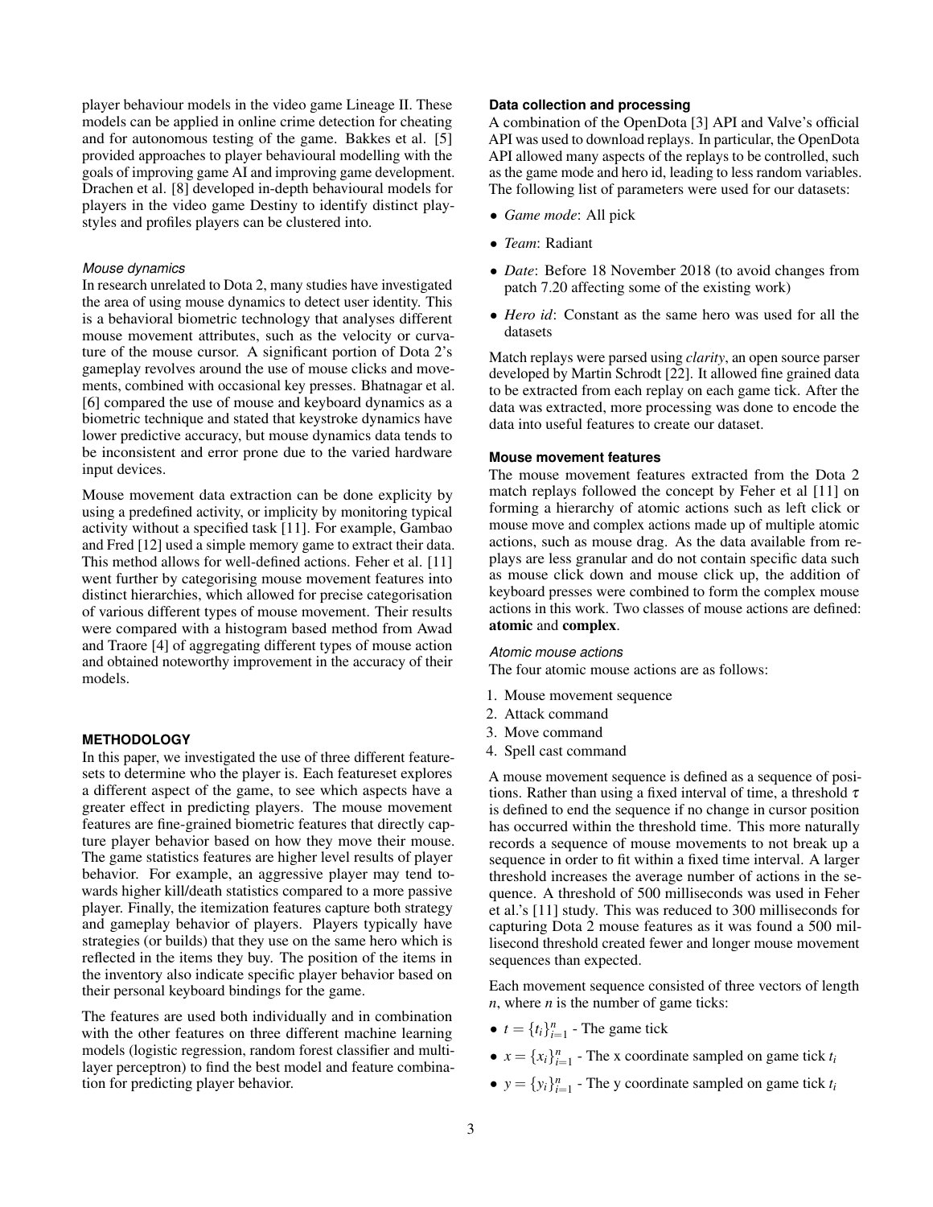player behaviour models in the video game Lineage II. These models can be applied in online crime detection for cheating and for autonomous testing of the game. Bakkes et al. [5] provided approaches to player behavioural modelling with the goals of improving game AI and improving game development. Drachen et al. [8] developed in-depth behavioural models for players in the video game Destiny to identify distinct playstyles and profiles players can be clustered into.

#### *Mouse dynamics*

In research unrelated to Dota 2, many studies have investigated the area of using mouse dynamics to detect user identity. This is a behavioral biometric technology that analyses different mouse movement attributes, such as the velocity or curvature of the mouse cursor. A significant portion of Dota 2's gameplay revolves around the use of mouse clicks and movements, combined with occasional key presses. Bhatnagar et al. [6] compared the use of mouse and keyboard dynamics as a biometric technique and stated that keystroke dynamics have lower predictive accuracy, but mouse dynamics data tends to be inconsistent and error prone due to the varied hardware input devices.

Mouse movement data extraction can be done explicity by using a predefined activity, or implicity by monitoring typical activity without a specified task [11]. For example, Gambao and Fred [12] used a simple memory game to extract their data. This method allows for well-defined actions. Feher et al. [11] went further by categorising mouse movement features into distinct hierarchies, which allowed for precise categorisation of various different types of mouse movement. Their results were compared with a histogram based method from Awad and Traore [4] of aggregating different types of mouse action and obtained noteworthy improvement in the accuracy of their models.

## METHODOLOGY

In this paper, we investigated the use of three different featuresets to determine who the player is. Each featureset explores a different aspect of the game, to see which aspects have a greater effect in predicting players. The mouse movement features are fine-grained biometric features that directly capture player behavior based on how they move their mouse. The game statistics features are higher level results of player behavior. For example, an aggressive player may tend towards higher kill/death statistics compared to a more passive player. Finally, the itemization features capture both strategy and gameplay behavior of players. Players typically have strategies (or builds) that they use on the same hero which is reflected in the items they buy. The position of the items in the inventory also indicate specific player behavior based on their personal keyboard bindings for the game.

The features are used both individually and in combination with the other features on three different machine learning models (logistic regression, random forest classifier and multilayer perceptron) to find the best model and feature combination for predicting player behavior.

### Data collection and processing

A combination of the OpenDota [3] API and Valve's official API was used to download replays. In particular, the OpenDota API allowed many aspects of the replays to be controlled, such as the game mode and hero id, leading to less random variables. The following list of parameters were used for our datasets:

- *Game mode*: All pick
- *Team*: Radiant
- *Date*: Before 18 November 2018 (to avoid changes from patch 7.20 affecting some of the existing work)
- *Hero id*: Constant as the same hero was used for all the datasets

Match replays were parsed using *clarity*, an open source parser developed by Martin Schrodt [22]. It allowed fine grained data to be extracted from each replay on each game tick. After the data was extracted, more processing was done to encode the data into useful features to create our dataset.

### Mouse movement features

The mouse movement features extracted from the Dota 2 match replays followed the concept by Feher et al [11] on forming a hierarchy of atomic actions such as left click or mouse move and complex actions made up of multiple atomic actions, such as mouse drag. As the data available from replays are less granular and do not contain specific data such as mouse click down and mouse click up, the addition of keyboard presses were combined to form the complex mouse actions in this work. Two classes of mouse actions are defined: **atomic** and **complex**.

#### *Atomic mouse actions*

The four atomic mouse actions are as follows:

1. Mouse movement sequence
2. Attack command
3. Move command
4. Spell cast command

A mouse movement sequence is defined as a sequence of positions. Rather than using a fixed interval of time, a threshold $\tau$ is defined to end the sequence if no change in cursor position has occurred within the threshold time. This more naturally records a sequence of mouse movements to not break up a sequence in order to fit within a fixed time interval. A larger threshold increases the average number of actions in the sequence. A threshold of 500 milliseconds was used in Feher et al.'s [11] study. This was reduced to 300 milliseconds for capturing Dota 2 mouse features as it was found a 500 millisecond threshold created fewer and longer mouse movement sequences than expected.

Each movement sequence consisted of three vectors of length $n$, where $n$ is the number of game ticks:

- $t = \{t_i\}_{i=1}^{n}$ - The game tick
- $x = \{x_i\}_{i=1}^{n}$ - The x coordinate sampled on game tick $t_i$
- $y = \{y_i\}_{i=1}^{n}$ - The y coordinate sampled on game tick $t_i$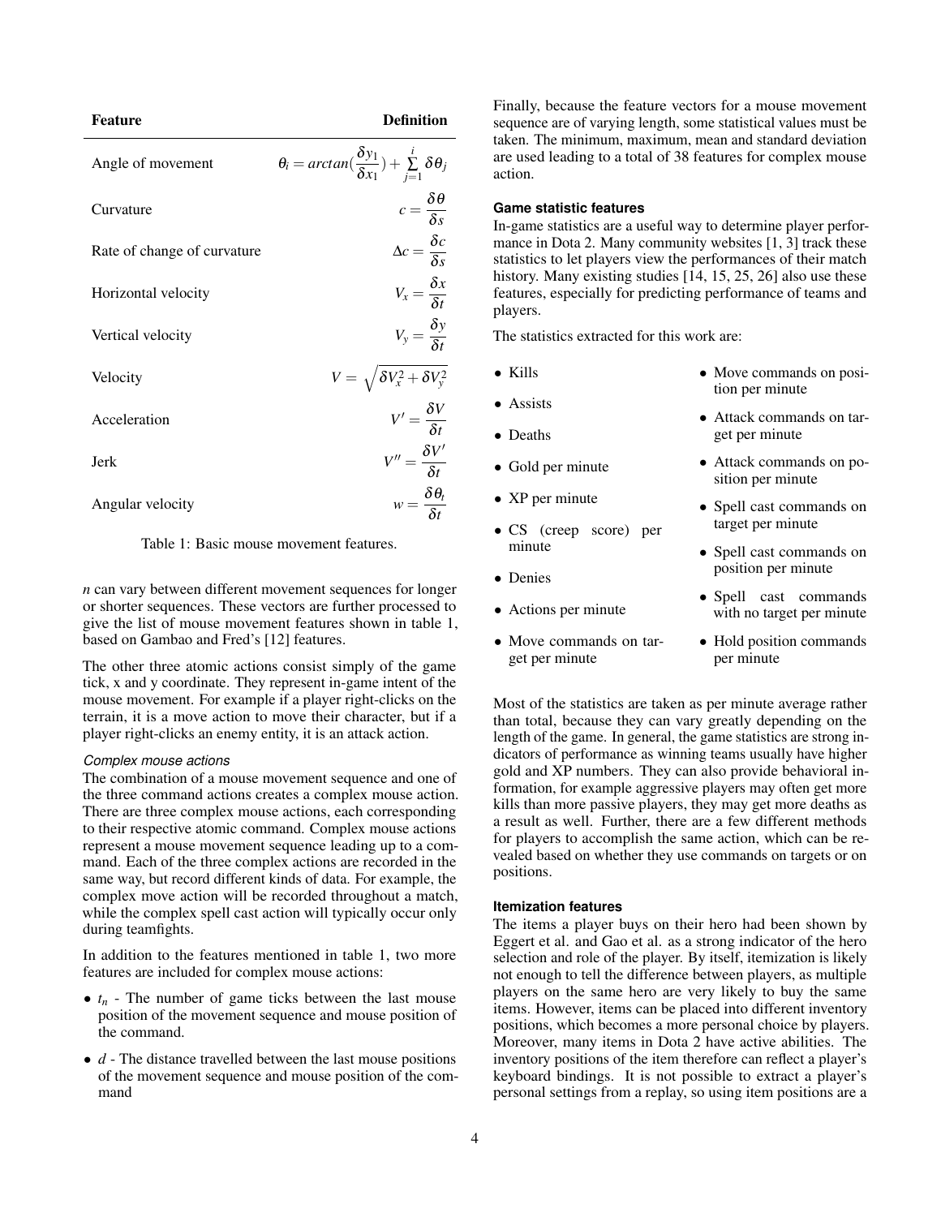| Feature | Definition |
|---|---|
| Angle of movement | $\theta_i = arctan(\frac{\delta y_1}{\delta x_1}) + \sum_{j=1}^{i} \delta\theta_j$ |
| Curvature | $c = \frac{\delta\theta}{\delta s}$ |
| Rate of change of curvature | $\Delta c = \frac{\delta c}{\delta s}$ |
| Horizontal velocity | $V_x = \frac{\delta x}{\delta t}$ |
| Vertical velocity | $V_y = \frac{\delta y}{\delta t}$ |
| Velocity | $V = \sqrt{\delta V_x^2 + \delta V_y^2}$ |
| Acceleration | $V' = \frac{\delta V}{\delta t}$ |
| Jerk | $V'' = \frac{\delta V'}{\delta t}$ |
| Angular velocity | $w = \frac{\delta\theta_t}{\delta t}$ |

Table 1: Basic mouse movement features.

$n$ can vary between different movement sequences for longer or shorter sequences. These vectors are further processed to give the list of mouse movement features shown in table 1, based on Gambao and Fred's [12] features.

The other three atomic actions consist simply of the game tick, x and y coordinate. They represent in-game intent of the mouse movement. For example if a player right-clicks on the terrain, it is a move action to move their character, but if a player right-clicks an enemy entity, it is an attack action.

*Complex mouse actions*

The combination of a mouse movement sequence and one of the three command actions creates a complex mouse action. There are three complex mouse actions, each corresponding to their respective atomic command. Complex mouse actions represent a mouse movement sequence leading up to a command. Each of the three complex actions are recorded in the same way, but record different kinds of data. For example, the complex move action will be recorded throughout a match, while the complex spell cast action will typically occur only during teamfights.

In addition to the features mentioned in table 1, two more features are included for complex mouse actions:

- $t_n$ - The number of game ticks between the last mouse position of the movement sequence and mouse position of the command.
- $d$ - The distance travelled between the last mouse positions of the movement sequence and mouse position of the command

Finally, because the feature vectors for a mouse movement sequence are of varying length, some statistical values must be taken. The minimum, maximum, mean and standard deviation are used leading to a total of 38 features for complex mouse action.

#### Game statistic features

In-game statistics are a useful way to determine player performance in Dota 2. Many community websites [1, 3] track these statistics to let players view the performances of their match history. Many existing studies [14, 15, 25, 26] also use these features, especially for predicting performance of teams and players.

The statistics extracted for this work are:

- Kills
- Assists
- Deaths
- Gold per minute
- XP per minute
- CS (creep score) per minute
- Denies
- Actions per minute
- Move commands on target per minute
- Move commands on position per minute
- Attack commands on target per minute
- Attack commands on position per minute
- Spell cast commands on target per minute
- Spell cast commands on position per minute
- Spell cast commands with no target per minute
- Hold position commands per minute

Most of the statistics are taken as per minute average rather than total, because they can vary greatly depending on the length of the game. In general, the game statistics are strong indicators of performance as winning teams usually have higher gold and XP numbers. They can also provide behavioral information, for example aggressive players may often get more kills than more passive players, they may get more deaths as a result as well. Further, there are a few different methods for players to accomplish the same action, which can be revealed based on whether they use commands on targets or on positions.

#### Itemization features

The items a player buys on their hero had been shown by Eggert et al. and Gao et al. as a strong indicator of the hero selection and role of the player. By itself, itemization is likely not enough to tell the difference between players, as multiple players on the same hero are very likely to buy the same items. However, items can be placed into different inventory positions, which becomes a more personal choice by players. Moreover, many items in Dota 2 have active abilities. The inventory positions of the item therefore can reflect a player's keyboard bindings. It is not possible to extract a player's personal settings from a replay, so using item positions are a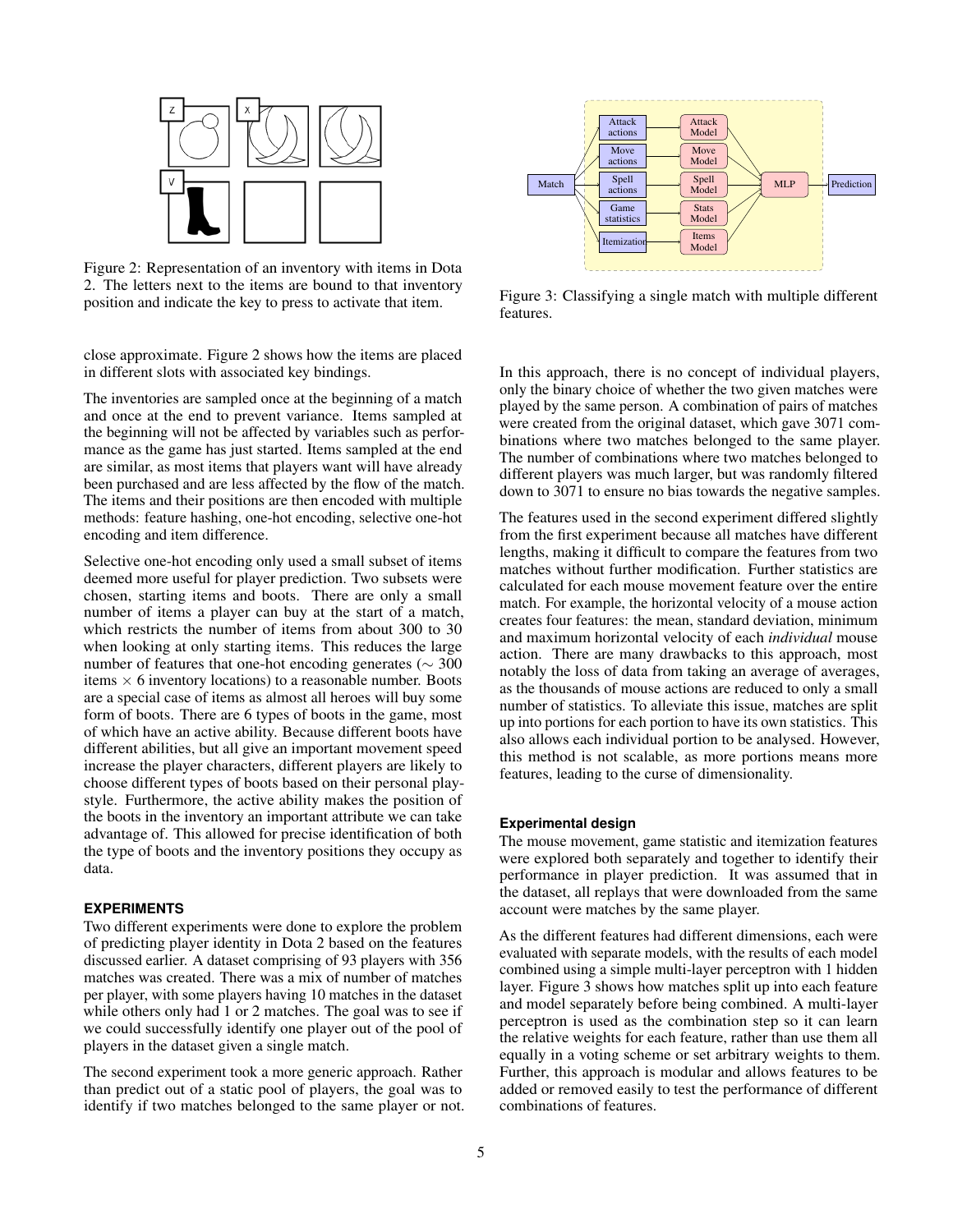Figure 2: Representation of an inventory with items in Dota 2. The letters next to the items are bound to that inventory position and indicate the key to press to activate that item.

close approximate. Figure 2 shows how the items are placed in different slots with associated key bindings.

The inventories are sampled once at the beginning of a match and once at the end to prevent variance. Items sampled at the beginning will not be affected by variables such as performance as the game has just started. Items sampled at the end are similar, as most items that players want will have already been purchased and are less affected by the flow of the match. The items and their positions are then encoded with multiple methods: feature hashing, one-hot encoding, selective one-hot encoding and item difference.

Selective one-hot encoding only used a small subset of items deemed more useful for player prediction. Two subsets were chosen, starting items and boots. There are only a small number of items a player can buy at the start of a match, which restricts the number of items from about 300 to 30 when looking at only starting items. This reduces the large number of features that one-hot encoding generates ($\sim 300$ items $\times$ 6 inventory locations) to a reasonable number. Boots are a special case of items as almost all heroes will buy some form of boots. There are 6 types of boots in the game, most of which have an active ability. Because different boots have different abilities, but all give an important movement speed increase the player characters, different players are likely to choose different types of boots based on their personal playstyle. Furthermore, the active ability makes the position of the boots in the inventory an important attribute we can take advantage of. This allowed for precise identification of both the type of boots and the inventory positions they occupy as data.

### EXPERIMENTS

Two different experiments were done to explore the problem of predicting player identity in Dota 2 based on the features discussed earlier. A dataset comprising of 93 players with 356 matches was created. There was a mix of number of matches per player, with some players having 10 matches in the dataset while others only had 1 or 2 matches. The goal was to see if we could successfully identify one player out of the pool of players in the dataset given a single match.

The second experiment took a more generic approach. Rather than predict out of a static pool of players, the goal was to identify if two matches belonged to the same player or not. In this approach, there is no concept of individual players, only the binary choice of whether the two given matches were played by the same person. A combination of pairs of matches were created from the original dataset, which gave 3071 combinations where two matches belonged to the same player. The number of combinations where two matches belonged to different players was much larger, but was randomly filtered down to 3071 to ensure no bias towards the negative samples.

The features used in the second experiment differed slightly from the first experiment because all matches have different lengths, making it difficult to compare the features from two matches without further modification. Further statistics are calculated for each mouse movement feature over the entire match. For example, the horizontal velocity of a mouse action creates four features: the mean, standard deviation, minimum and maximum horizontal velocity of each *individual* mouse action. There are many drawbacks to this approach, most notably the loss of data from taking an average of averages, as the thousands of mouse actions are reduced to only a small number of statistics. To alleviate this issue, matches are split up into portions for each portion to have its own statistics. This also allows each individual portion to be analysed. However, this method is not scalable, as more portions means more features, leading to the curse of dimensionality.

Figure 3: Classifying a single match with multiple different features.

#### Experimental design

The mouse movement, game statistic and itemization features were explored both separately and together to identify their performance in player prediction. It was assumed that in the dataset, all replays that were downloaded from the same account were matches by the same player.

As the different features had different dimensions, each were evaluated with separate models, with the results of each model combined using a simple multi-layer perceptron with 1 hidden layer. Figure 3 shows how matches split up into each feature and model separately before being combined. A multi-layer perceptron is used as the combination step so it can learn the relative weights for each feature, rather than use them all equally in a voting scheme or set arbitrary weights to them. Further, this approach is modular and allows features to be added or removed easily to test the performance of different combinations of features.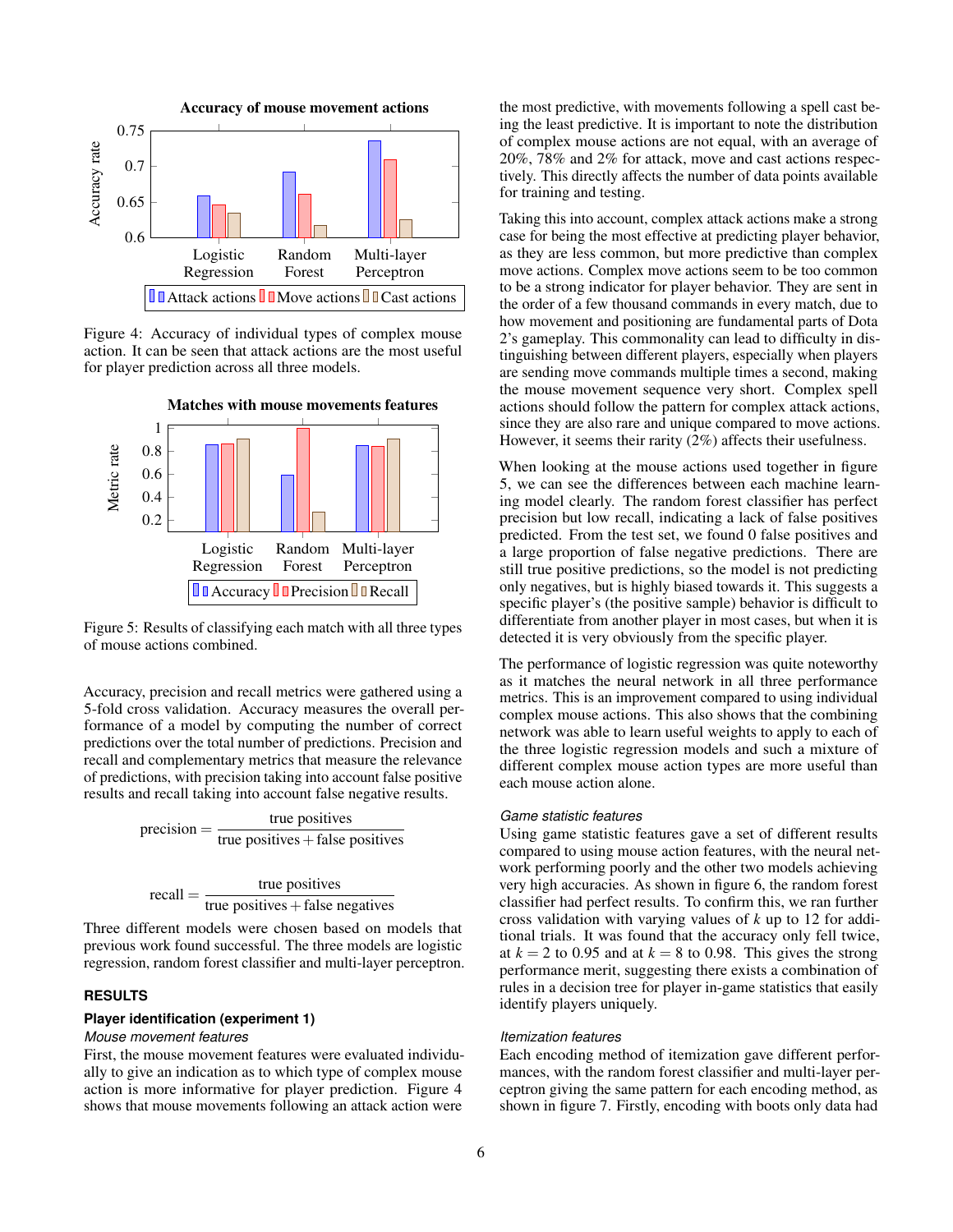Figure 4: Accuracy of individual types of complex mouse action. It can be seen that attack actions are the most useful for player prediction across all three models.

Figure 5: Results of classifying each match with all three types of mouse actions combined.

Accuracy, precision and recall metrics were gathered using a 5-fold cross validation. Accuracy measures the overall performance of a model by computing the number of correct predictions over the total number of predictions. Precision and recall and complementary metrics that measure the relevance of predictions, with precision taking into account false positive results and recall taking into account false negative results.

$$\text{precision} = \frac{\text{true positives}}{\text{true positives} + \text{false positives}}$$

$$\text{recall} = \frac{\text{true positives}}{\text{true positives} + \text{false negatives}}$$

Three different models were chosen based on models that previous work found successful. The three models are logistic regression, random forest classifier and multi-layer perceptron.

## RESULTS

### Player identification (experiment 1)

#### *Mouse movement features*

First, the mouse movement features were evaluated individually to give an indication as to which type of complex mouse action is more informative for player prediction. Figure 4 shows that mouse movements following an attack action were the most predictive, with movements following a spell cast being the least predictive. It is important to note the distribution of complex mouse actions are not equal, with an average of 20%, 78% and 2% for attack, move and cast actions respectively. This directly affects the number of data points available for training and testing.

Taking this into account, complex attack actions make a strong case for being the most effective at predicting player behavior, as they are less common, but more predictive than complex move actions. Complex move actions seem to be too common to be a strong indicator for player behavior. They are sent in the order of a few thousand commands in every match, due to how movement and positioning are fundamental parts of Dota 2's gameplay. This commonality can lead to difficulty in distinguishing between different players, especially when players are sending move commands multiple times a second, making the mouse movement sequence very short. Complex spell actions should follow the pattern for complex attack actions, since they are also rare and unique compared to move actions. However, it seems their rarity (2%) affects their usefulness.

When looking at the mouse actions used together in figure 5, we can see the differences between each machine learning model clearly. The random forest classifier has perfect precision but low recall, indicating a lack of false positives predicted. From the test set, we found 0 false positives and a large proportion of false negative predictions. There are still true positive predictions, so the model is not predicting only negatives, but is highly biased towards it. This suggests a specific player's (the positive sample) behavior is difficult to differentiate from another player in most cases, but when it is detected it is very obviously from the specific player.

The performance of logistic regression was quite noteworthy as it matches the neural network in all three performance metrics. This is an improvement compared to using individual complex mouse actions. This also shows that the combining network was able to learn useful weights to apply to each of the three logistic regression models and such a mixture of different complex mouse action types are more useful than each mouse action alone.

#### *Game statistic features*

Using game statistic features gave a set of different results compared to using mouse action features, with the neural network performing poorly and the other two models achieving very high accuracies. As shown in figure 6, the random forest classifier had perfect results. To confirm this, we ran further cross validation with varying values of $k$ up to 12 for additional trials. It was found that the accuracy only fell twice, at $k = 2$ to 0.95 and at $k = 8$ to 0.98. This gives the strong performance merit, suggesting there exists a combination of rules in a decision tree for player in-game statistics that easily identify players uniquely.

#### *Itemization features*

Each encoding method of itemization gave different performances, with the random forest classifier and multi-layer perceptron giving the same pattern for each encoding method, as shown in figure 7. Firstly, encoding with boots only data had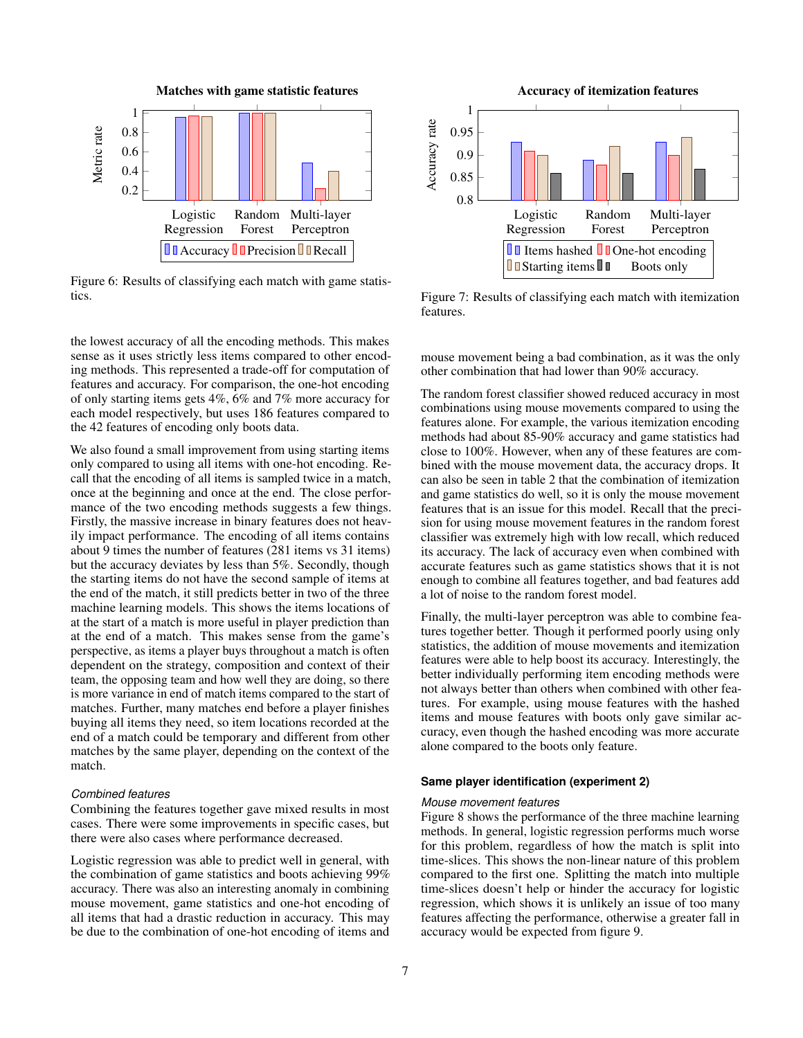Matches with game statistic features

Figure 6: Results of classifying each match with game statistics.

Accuracy of itemization features

Figure 7: Results of classifying each match with itemization features.

the lowest accuracy of all the encoding methods. This makes sense as it uses strictly less items compared to other encoding methods. This represented a trade-off for computation of features and accuracy. For comparison, the one-hot encoding of only starting items gets 4%, 6% and 7% more accuracy for each model respectively, but uses 186 features compared to the 42 features of encoding only boots data.

We also found a small improvement from using starting items only compared to using all items with one-hot encoding. Recall that the encoding of all items is sampled twice in a match, once at the beginning and once at the end. The close performance of the two encoding methods suggests a few things. Firstly, the massive increase in binary features does not heavily impact performance. The encoding of all items contains about 9 times the number of features (281 items vs 31 items) but the accuracy deviates by less than 5%. Secondly, though the starting items do not have the second sample of items at the end of the match, it still predicts better in two of the three machine learning models. This shows the items locations of at the start of a match is more useful in player prediction than at the end of a match. This makes sense from the game's perspective, as items a player buys throughout a match is often dependent on the strategy, composition and context of their team, the opposing team and how well they are doing, so there is more variance in end of match items compared to the start of matches. Further, many matches end before a player finishes buying all items they need, so item locations recorded at the end of a match could be temporary and different from other matches by the same player, depending on the context of the match.

*Combined features*

Combining the features together gave mixed results in most cases. There were some improvements in specific cases, but there were also cases where performance decreased.

Logistic regression was able to predict well in general, with the combination of game statistics and boots achieving 99% accuracy. There was also an interesting anomaly in combining mouse movement, game statistics and one-hot encoding of all items that had a drastic reduction in accuracy. This may be due to the combination of one-hot encoding of items and mouse movement being a bad combination, as it was the only other combination that had lower than 90% accuracy.

The random forest classifier showed reduced accuracy in most combinations using mouse movements compared to using the features alone. For example, the various itemization encoding methods had about 85-90% accuracy and game statistics had close to 100%. However, when any of these features are combined with the mouse movement data, the accuracy drops. It can also be seen in table 2 that the combination of itemization and game statistics do well, so it is only the mouse movement features that is an issue for this model. Recall that the precision for using mouse movement features in the random forest classifier was extremely high with low recall, which reduced its accuracy. The lack of accuracy even when combined with accurate features such as game statistics shows that it is not enough to combine all features together, and bad features add a lot of noise to the random forest model.

Finally, the multi-layer perceptron was able to combine features together better. Though it performed poorly using only statistics, the addition of mouse movements and itemization features were able to help boost its accuracy. Interestingly, the better individually performing item encoding methods were not always better than others when combined with other features. For example, using mouse features with the hashed items and mouse features with boots only gave similar accuracy, even though the hashed encoding was more accurate alone compared to the boots only feature.

### Same player identification (experiment 2)

*Mouse movement features*

Figure 8 shows the performance of the three machine learning methods. In general, logistic regression performs much worse for this problem, regardless of how the match is split into time-slices. This shows the non-linear nature of this problem compared to the first one. Splitting the match into multiple time-slices doesn't help or hinder the accuracy for logistic regression, which shows it is unlikely an issue of too many features affecting the performance, otherwise a greater fall in accuracy would be expected from figure 9.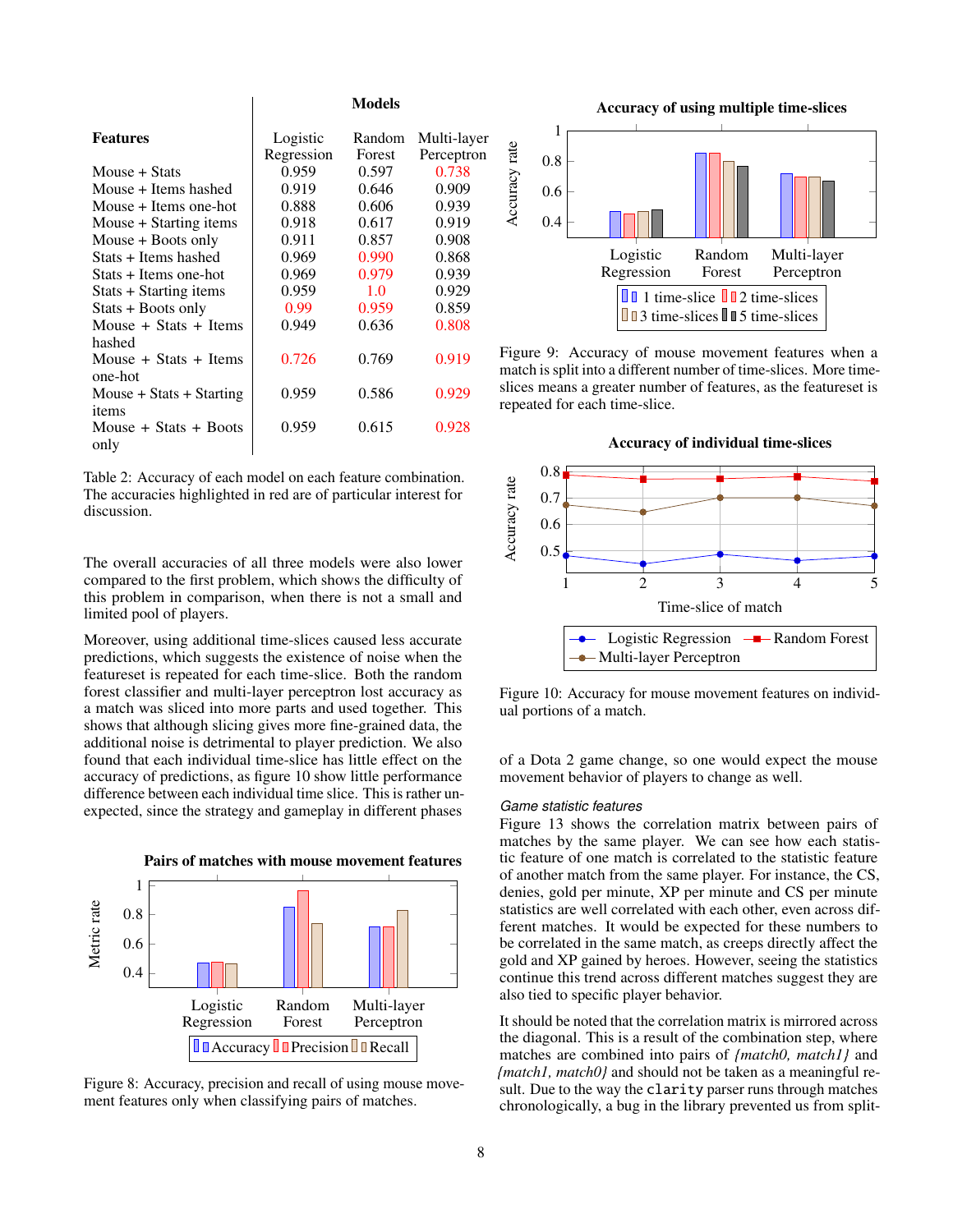| Features | Logistic Regression | Random Forest | Multi-layer Perceptron |
|---|---|---|---|
| Mouse + Stats | 0.959 | 0.597 | 0.738 |
| Mouse + Items hashed | 0.919 | 0.646 | 0.909 |
| Mouse + Items one-hot | 0.888 | 0.606 | 0.939 |
| Mouse + Starting items | 0.918 | 0.617 | 0.919 |
| Mouse + Boots only | 0.911 | 0.857 | 0.908 |
| Stats + Items hashed | 0.969 | 0.990 | 0.868 |
| Stats + Items one-hot | 0.969 | 0.979 | 0.939 |
| Stats + Starting items | 0.959 | 1.0 | 0.929 |
| Stats + Boots only | 0.99 | 0.959 | 0.859 |
| Mouse + Stats + Items hashed | 0.949 | 0.636 | 0.808 |
| Mouse + Stats + Items one-hot | 0.726 | 0.769 | 0.919 |
| Mouse + Stats + Starting items | 0.959 | 0.586 | 0.929 |
| Mouse + Stats + Boots only | 0.959 | 0.615 | 0.928 |

Table 2: Accuracy of each model on each feature combination. The accuracies highlighted in red are of particular interest for discussion.

The overall accuracies of all three models were also lower compared to the first problem, which shows the difficulty of this problem in comparison, when there is not a small and limited pool of players.

Moreover, using additional time-slices caused less accurate predictions, which suggests the existence of noise when the featureset is repeated for each time-slice. Both the random forest classifier and multi-layer perceptron lost accuracy as a match was sliced into more parts and used together. This shows that although slicing gives more fine-grained data, the additional noise is detrimental to player prediction. We also found that each individual time-slice has little effect on the accuracy of predictions, as figure 10 show little performance difference between each individual time slice. This is rather unexpected, since the strategy and gameplay in different phases of a Dota 2 game change, so one would expect the mouse movement behavior of players to change as well.

Figure 8: Accuracy, precision and recall of using mouse movement features only when classifying pairs of matches.

Figure 9: Accuracy of mouse movement features when a match is split into a different number of time-slices. More time-slices means a greater number of features, as the featureset is repeated for each time-slice.

Figure 10: Accuracy for mouse movement features on individual portions of a match.

### *Game statistic features*

Figure 13 shows the correlation matrix between pairs of matches by the same player. We can see how each statistic feature of one match is correlated to the statistic feature of another match from the same player. For instance, the CS, denies, gold per minute, XP per minute and CS per minute statistics are well correlated with each other, even across different matches. It would be expected for these numbers to be correlated in the same match, as creeps directly affect the gold and XP gained by heroes. However, seeing the statistics continue this trend across different matches suggest they are also tied to specific player behavior.

It should be noted that the correlation matrix is mirrored across the diagonal. This is a result of the combination step, where matches are combined into pairs of *{match0, match1}* and *{match1, match0}* and should not be taken as a meaningful result. Due to the way the `clarity` parser runs through matches chronologically, a bug in the library prevented us from split-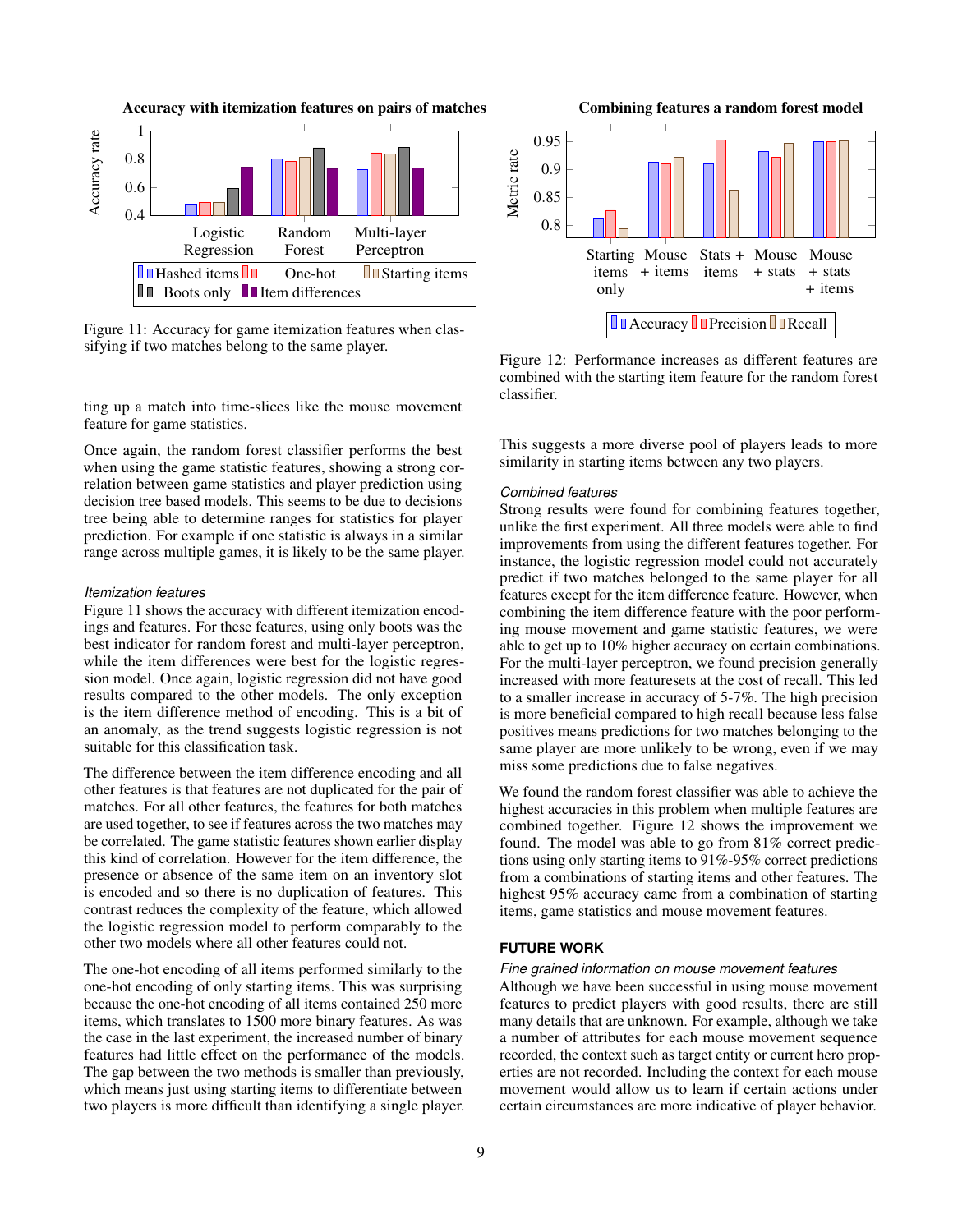Figure 11: Accuracy for game itemization features when classifying if two matches belong to the same player.

Figure 12: Performance increases as different features are combined with the starting item feature for the random forest classifier.

ting up a match into time-slices like the mouse movement feature for game statistics.

Once again, the random forest classifier performs the best when using the game statistic features, showing a strong correlation between game statistics and player prediction using decision tree based models. This seems to be due to decisions tree being able to determine ranges for statistics for player prediction. For example if one statistic is always in a similar range across multiple games, it is likely to be the same player.

### *Itemization features*

Figure 11 shows the accuracy with different itemization encodings and features. For these features, using only boots was the best indicator for random forest and multi-layer perceptron, while the item differences were best for the logistic regression model. Once again, logistic regression did not have good results compared to the other models. The only exception is the item difference method of encoding. This is a bit of an anomaly, as the trend suggests logistic regression is not suitable for this classification task.

The difference between the item difference encoding and all other features is that features are not duplicated for the pair of matches. For all other features, the features for both matches are used together, to see if features across the two matches may be correlated. The game statistic features shown earlier display this kind of correlation. However for the item difference, the presence or absence of the same item on an inventory slot is encoded and so there is no duplication of features. This contrast reduces the complexity of the feature, which allowed the logistic regression model to perform comparably to the other two models where all other features could not.

The one-hot encoding of all items performed similarly to the one-hot encoding of only starting items. This was surprising because the one-hot encoding of all items contained 250 more items, which translates to 1500 more binary features. As was the case in the last experiment, the increased number of binary features had little effect on the performance of the models. The gap between the two methods is smaller than previously, which means just using starting items to differentiate between two players is more difficult than identifying a single player. This suggests a more diverse pool of players leads to more similarity in starting items between any two players.

### *Combined features*

Strong results were found for combining features together, unlike the first experiment. All three models were able to find improvements from using the different features together. For instance, the logistic regression model could not accurately predict if two matches belonged to the same player for all features except for the item difference feature. However, when combining the item difference feature with the poor performing mouse movement and game statistic features, we were able to get up to 10% higher accuracy on certain combinations. For the multi-layer perceptron, we found precision generally increased with more featuresets at the cost of recall. This led to a smaller increase in accuracy of 5-7%. The high precision is more beneficial compared to high recall because less false positives means predictions for two matches belonging to the same player are more unlikely to be wrong, even if we may miss some predictions due to false negatives.

We found the random forest classifier was able to achieve the highest accuracies in this problem when multiple features are combined together. Figure 12 shows the improvement we found. The model was able to go from 81% correct predictions using only starting items to 91%-95% correct predictions from a combinations of starting items and other features. The highest 95% accuracy came from a combination of starting items, game statistics and mouse movement features.

## FUTURE WORK

### *Fine grained information on mouse movement features*

Although we have been successful in using mouse movement features to predict players with good results, there are still many details that are unknown. For example, although we take a number of attributes for each mouse movement sequence recorded, the context such as target entity or current hero properties are not recorded. Including the context for each mouse movement would allow us to learn if certain actions under certain circumstances are more indicative of player behavior.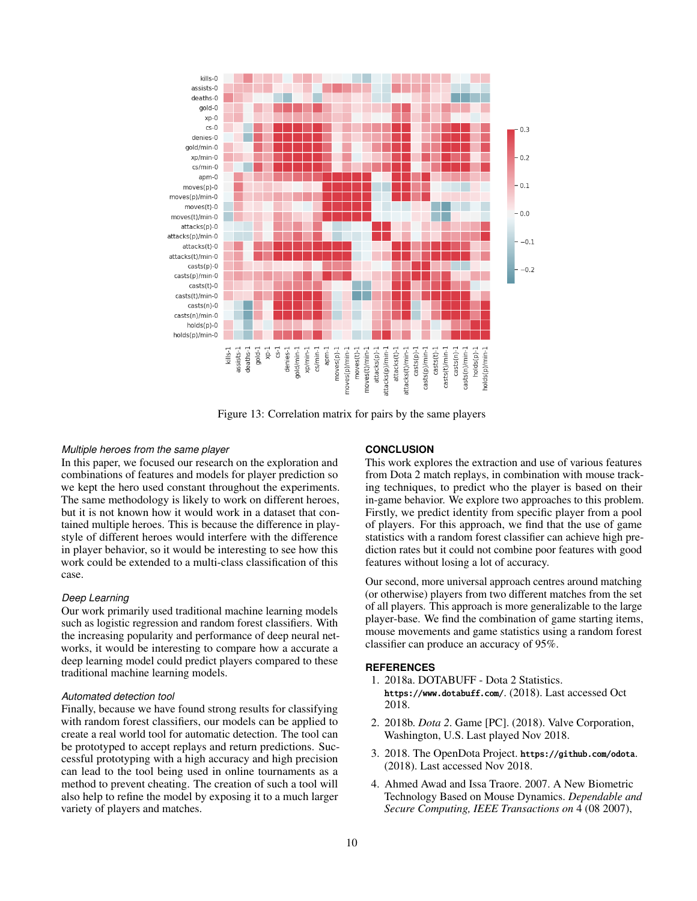Figure 13: Correlation matrix for pairs by the same players

### *Multiple heroes from the same player*

In this paper, we focused our research on the exploration and combinations of features and models for player prediction so we kept the hero used constant throughout the experiments. The same methodology is likely to work on different heroes, but it is not known how it would work in a dataset that contained multiple heroes. This is because the difference in playstyle of different heroes would interfere with the difference in player behavior, so it would be interesting to see how this work could be extended to a multi-class classification of this case.

### *Deep Learning*

Our work primarily used traditional machine learning models such as logistic regression and random forest classifiers. With the increasing popularity and performance of deep neural networks, it would be interesting to compare how a accurate a deep learning model could predict players compared to these traditional machine learning models.

### *Automated detection tool*

Finally, because we have found strong results for classifying with random forest classifiers, our models can be applied to create a real world tool for automatic detection. The tool can be prototyped to accept replays and return predictions. Successful prototyping with a high accuracy and high precision can lead to the tool being used in online tournaments as a method to prevent cheating. The creation of such a tool will also help to refine the model by exposing it to a much larger variety of players and matches.

## CONCLUSION

This work explores the extraction and use of various features from Dota 2 match replays, in combination with mouse tracking techniques, to predict who the player is based on their in-game behavior. We explore two approaches to this problem. Firstly, we predict identity from specific player from a pool of players. For this approach, we find that the use of game statistics with a random forest classifier can achieve high prediction rates but it could not combine poor features with good features without losing a lot of accuracy.

Our second, more universal approach centres around matching (or otherwise) players from two different matches from the set of all players. This approach is more generalizable to the large player-base. We find the combination of game starting items, mouse movements and game statistics using a random forest classifier can produce an accuracy of 95%.

## REFERENCES

1. 2018a. DOTABUFF - Dota 2 Statistics. `https://www.dotabuff.com/`. (2018). Last accessed Oct 2018.
2. 2018b. *Dota 2*. Game [PC]. (2018). Valve Corporation, Washington, U.S. Last played Nov 2018.
3. 2018. The OpenDota Project. `https://github.com/odota`. (2018). Last accessed Nov 2018.
4. Ahmed Awad and Issa Traore. 2007. A New Biometric Technology Based on Mouse Dynamics. *Dependable and Secure Computing, IEEE Transactions on* 4 (08 2007),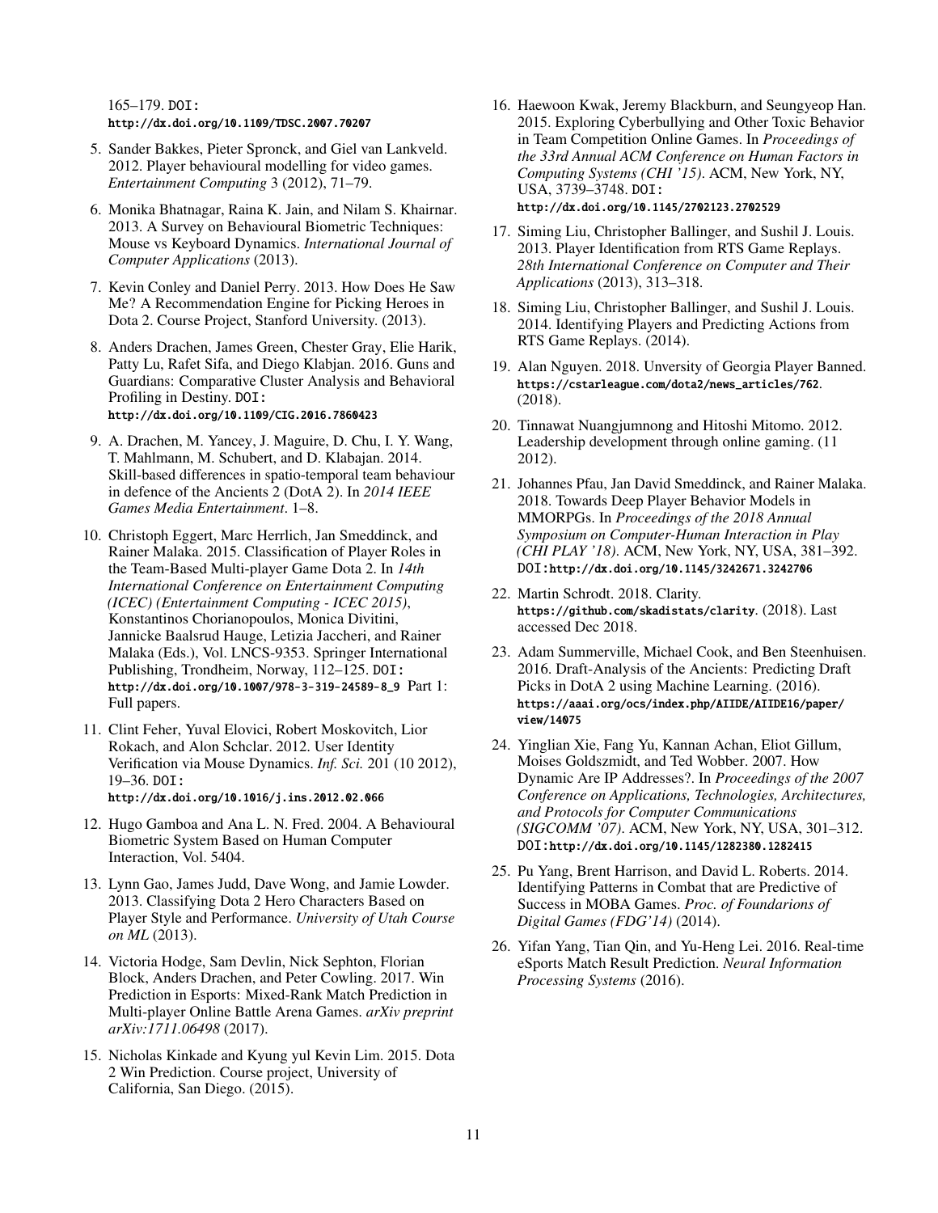165–179. DOI: http://dx.doi.org/10.1109/TDSC.2007.70207

5. Sander Bakkes, Pieter Spronck, and Giel van Lankveld. 2012. Player behavioural modelling for video games. *Entertainment Computing* 3 (2012), 71–79.

6. Monika Bhatnagar, Raina K. Jain, and Nilam S. Khairnar. 2013. A Survey on Behavioural Biometric Techniques: Mouse vs Keyboard Dynamics. *International Journal of Computer Applications* (2013).

7. Kevin Conley and Daniel Perry. 2013. How Does He Saw Me? A Recommendation Engine for Picking Heroes in Dota 2. Course Project, Stanford University. (2013).

8. Anders Drachen, James Green, Chester Gray, Elie Harik, Patty Lu, Rafet Sifa, and Diego Klabjan. 2016. Guns and Guardians: Comparative Cluster Analysis and Behavioral Profiling in Destiny. DOI: http://dx.doi.org/10.1109/CIG.2016.7860423

9. A. Drachen, M. Yancey, J. Maguire, D. Chu, I. Y. Wang, T. Mahlmann, M. Schubert, and D. Klabajan. 2014. Skill-based differences in spatio-temporal team behaviour in defence of the Ancients 2 (DotA 2). In *2014 IEEE Games Media Entertainment*. 1–8.

10. Christoph Eggert, Marc Herrlich, Jan Smeddinck, and Rainer Malaka. 2015. Classification of Player Roles in the Team-Based Multi-player Game Dota 2. In *14th International Conference on Entertainment Computing (ICEC) (Entertainment Computing - ICEC 2015)*, Konstantinos Chorianopoulos, Monica Divitini, Jannicke Baalsrud Hauge, Letizia Jaccheri, and Rainer Malaka (Eds.), Vol. LNCS-9353. Springer International Publishing, Trondheim, Norway, 112–125. DOI: http://dx.doi.org/10.1007/978-3-319-24589-8_9 Part 1: Full papers.

11. Clint Feher, Yuval Elovici, Robert Moskovitch, Lior Rokach, and Alon Schclar. 2012. User Identity Verification via Mouse Dynamics. *Inf. Sci.* 201 (10 2012), 19–36. DOI: http://dx.doi.org/10.1016/j.ins.2012.02.066

12. Hugo Gamboa and Ana L. N. Fred. 2004. A Behavioural Biometric System Based on Human Computer Interaction, Vol. 5404.

13. Lynn Gao, James Judd, Dave Wong, and Jamie Lowder. 2013. Classifying Dota 2 Hero Characters Based on Player Style and Performance. *University of Utah Course on ML* (2013).

14. Victoria Hodge, Sam Devlin, Nick Sephton, Florian Block, Anders Drachen, and Peter Cowling. 2017. Win Prediction in Esports: Mixed-Rank Match Prediction in Multi-player Online Battle Arena Games. *arXiv preprint arXiv:1711.06498* (2017).

15. Nicholas Kinkade and Kyung yul Kevin Lim. 2015. Dota 2 Win Prediction. Course project, University of California, San Diego. (2015).

16. Haewoon Kwak, Jeremy Blackburn, and Seungyeop Han. 2015. Exploring Cyberbullying and Other Toxic Behavior in Team Competition Online Games. In *Proceedings of the 33rd Annual ACM Conference on Human Factors in Computing Systems (CHI '15)*. ACM, New York, NY, USA, 3739–3748. DOI: http://dx.doi.org/10.1145/2702123.2702529

17. Siming Liu, Christopher Ballinger, and Sushil J. Louis. 2013. Player Identification from RTS Game Replays. *28th International Conference on Computer and Their Applications* (2013), 313–318.

18. Siming Liu, Christopher Ballinger, and Sushil J. Louis. 2014. Identifying Players and Predicting Actions from RTS Game Replays. (2014).

19. Alan Nguyen. 2018. Unversity of Georgia Player Banned. https://cstarleague.com/dota2/news_articles/762. (2018).

20. Tinnawat Nuangjumnong and Hitoshi Mitomo. 2012. Leadership development through online gaming. (11 2012).

21. Johannes Pfau, Jan David Smeddinck, and Rainer Malaka. 2018. Towards Deep Player Behavior Models in MMORPGs. In *Proceedings of the 2018 Annual Symposium on Computer-Human Interaction in Play (CHI PLAY '18)*. ACM, New York, NY, USA, 381–392. DOI:http://dx.doi.org/10.1145/3242671.3242706

22. Martin Schrodt. 2018. Clarity. https://github.com/skadistats/clarity. (2018). Last accessed Dec 2018.

23. Adam Summerville, Michael Cook, and Ben Steenhuisen. 2016. Draft-Analysis of the Ancients: Predicting Draft Picks in DotA 2 using Machine Learning. (2016). https://aaai.org/ocs/index.php/AIIDE/AIIDE16/paper/view/14075

24. Yinglian Xie, Fang Yu, Kannan Achan, Eliot Gillum, Moises Goldszmidt, and Ted Wobber. 2007. How Dynamic Are IP Addresses?. In *Proceedings of the 2007 Conference on Applications, Technologies, Architectures, and Protocols for Computer Communications (SIGCOMM '07)*. ACM, New York, NY, USA, 301–312. DOI:http://dx.doi.org/10.1145/1282380.1282415

25. Pu Yang, Brent Harrison, and David L. Roberts. 2014. Identifying Patterns in Combat that are Predictive of Success in MOBA Games. *Proc. of Foundarions of Digital Games (FDG'14)* (2014).

26. Yifan Yang, Tian Qin, and Yu-Heng Lei. 2016. Real-time eSports Match Result Prediction. *Neural Information Processing Systems* (2016).